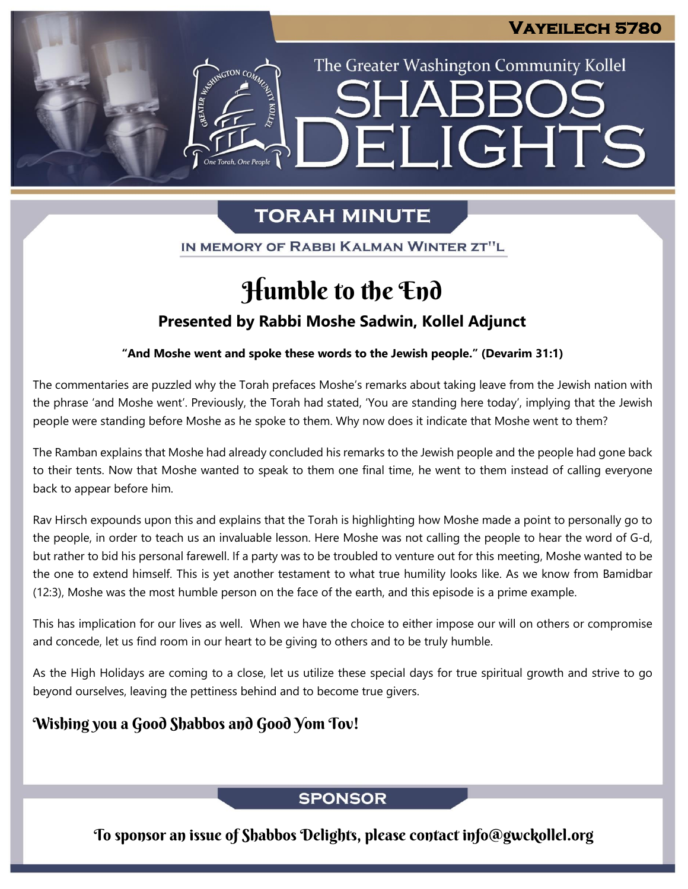Vayeilech 5780

The Greater Washington Community Kollel

# Shabbos Delights

## Torah Minute

In Memory of Rabbi Kalman Winter zt"l

# Humble to the End

### Presented by Rabbi Moshe Sadwin, Kollel Adjunct

**"And Moshe went and spoke these words to the Jewish people." (Devarim 31:1)**

The commentaries are puzzled why the Torah prefaces Moshe's remarks about taking leave from the Jewish nation with the phrase 'and Moshe went'. Previously, the Torah had stated, 'You are standing here today', implying that the Jewish people were standing before Moshe as he spoke to them. Why now does it indicate that Moshe went to them?

The Ramban explains that Moshe had already concluded his remarks to the Jewish people and the people had gone back to their tents. Now that Moshe wanted to speak to them one final time, he went to them instead of calling everyone back to appear before him.

Rav Hirsch expounds upon this and explains that the Torah is highlighting how Moshe made a point to personally go to the people, in order to teach us an invaluable lesson. Here Moshe was not calling the people to hear the word of G-d, but rather to bid his personal farewell. If a party was to be troubled to venture out for this meeting, Moshe wanted to be the one to extend himself. This is yet another testament to what true humility looks like. As we know from Bamidbar (12:3), Moshe was the most humble person on the face of the earth, and this episode is a prime example.

This has implication for our lives as well. When we have the choice to either impose our will on others or compromise and concede, let us find room in our heart to be giving to others and to be truly humble.

As the High Holidays are coming to a close, let us utilize these special days for true spiritual growth and strive to go beyond ourselves, leaving the pettiness behind and to become true givers.

**Wishing you a Good Shabbos and Good Yom Tov!**

## Sponsor

To sponsor an issue of Shabbos Delights, please contact info@gwckollel.org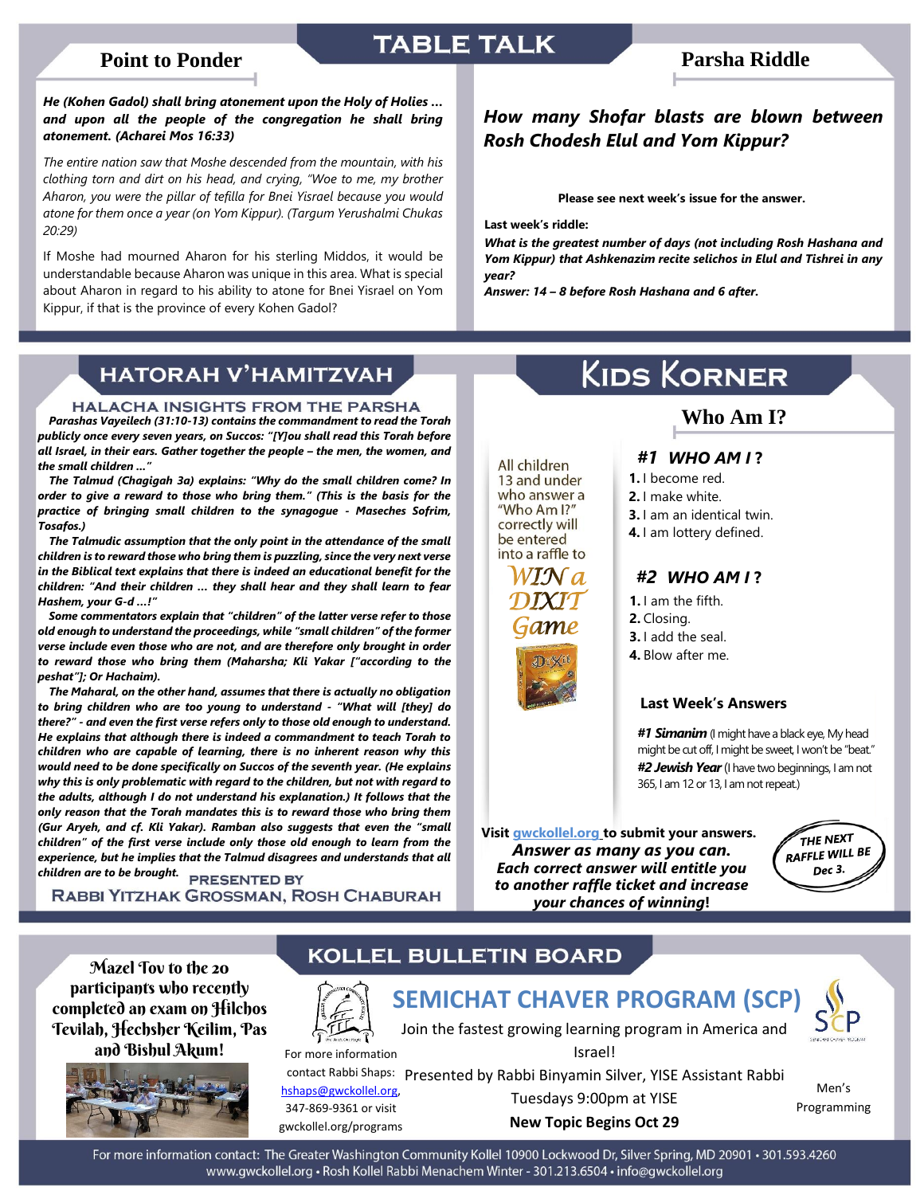# TABLE TALK

## Point to Ponder

***He (Kohen Gadol) shall bring atonement upon the Holy of Holies … and upon all the people of the congregation he shall bring atonement. (Acharei Mos 16:33)***

*The entire nation saw that Moshe descended from the mountain, with his clothing torn and dirt on his head, and crying, "Woe to me, my brother Aharon, you were the pillar of tefilla for Bnei Yisrael because you would atone for them once a year (on Yom Kippur). (Targum Yerushalmi Chukas 20:29)*

If Moshe had mourned Aharon for his sterling Middos, it would be understandable because Aharon was unique in this area. What is special about Aharon in regard to his ability to atone for Bnei Yisrael on Yom Kippur, if that is the province of every Kohen Gadol?

## Parsha Riddle

***How many Shofar blasts are blown between Rosh Chodesh Elul and Yom Kippur?***

**Please see next week's issue for the answer.**

**Last week's riddle:**

***What is the greatest number of days (not including Rosh Hashana and Yom Kippur) that Ashkenazim recite selichos in Elul and Tishrei in any year?***

***Answer: 14 – 8 before Rosh Hashana and 6 after.***

# HATORAH V'HAMITZVAH

## HALACHA INSIGHTS FROM THE PARSHA

***Parashas Vayeilech (31:10-13) contains the commandment to read the Torah publicly once every seven years, on Succos: "[Y]ou shall read this Torah before all Israel, in their ears. Gather together the people – the men, the women, and the small children …"***

***The Talmud (Chagigah 3a) explains: "Why do the small children come? In order to give a reward to those who bring them." (This is the basis for the practice of bringing small children to the synagogue - Maseches Sofrim, Tosafos.)***

***The Talmudic assumption that the only point in the attendance of the small children is to reward those who bring them is puzzling, since the very next verse in the Biblical text explains that there is indeed an educational benefit for the children: "And their children … they shall hear and they shall learn to fear Hashem, your G-d …!"***

***Some commentators explain that "children" of the latter verse refer to those old enough to understand the proceedings, while "small children" of the former verse include even those who are not, and are therefore only brought in order to reward those who bring them (Maharsha; Kli Yakar ["according to the peshat"]; Or Hachaim).***

***The Maharal, on the other hand, assumes that there is actually no obligation to bring children who are too young to understand - "What will [they] do there?" - and even the first verse refers only to those old enough to understand. He explains that although there is indeed a commandment to teach Torah to children who are capable of learning, there is no inherent reason why this would need to be done specifically on Succos of the seventh year. (He explains why this is only problematic with regard to the children, but not with regard to the adults, although I do not understand his explanation.) It follows that the only reason that the Torah mandates this is to reward those who bring them (Gur Aryeh, and cf. Kli Yakar). Ramban also suggests that even the "small children" of the first verse include only those old enough to learn from the experience, but he implies that the Talmud disagrees and understands that all children are to be brought.***

PRESENTED BY
RABBI YITZHAK GROSSMAN, ROSH CHABURAH

# KIDS KORNER

## Who Am I?

All children 13 and under who answer a "Who Am I?" correctly will be entered into a raffle to WIN a DIXIT Game

### #1 WHO AM I ?

1. I become red.
2. I make white.
3. I am an identical twin.
4. I am lottery defined.

### #2 WHO AM I ?

1. I am the fifth.
2. Closing.
3. I add the seal.
4. Blow after me.

### Last Week's Answers

***#1 Simanim*** (I might have a black eye, My head might be cut off, I might be sweet, I won't be "beat.")

***#2 Jewish Year*** (I have two beginnings, I am not 365, I am 12 or 13, I am not repeat.)

**Visit gwckollel.org to submit your answers.**
***Answer as many as you can.***
***Each correct answer will entitle you to another raffle ticket and increase your chances of winning!***

***THE NEXT RAFFLE WILL BE Dec 3.***

# KOLLEL BULLETIN BOARD

Mazel Tov to the 20 participants who recently completed an exam on Hilchos Tevilah, Hechsher Keilim, Pas and Bishul Akum!

## SEMICHAT CHAVER PROGRAM (SCP)

Join the fastest growing learning program in America and Israel!

Presented by Rabbi Binyamin Silver, YISE Assistant Rabbi

Tuesdays 9:00pm at YISE

**New Topic Begins Oct 29**

For more information contact Rabbi Shaps: hshaps@gwckollel.org, 347-869-9361 or visit gwckollel.org/programs

Men's Programming

For more information contact: The Greater Washington Community Kollel 10900 Lockwood Dr, Silver Spring, MD 20901 • 301.593.4260
www.gwckollel.org • Rosh Kollel Rabbi Menachem Winter - 301.213.6504 • info@gwckollel.org